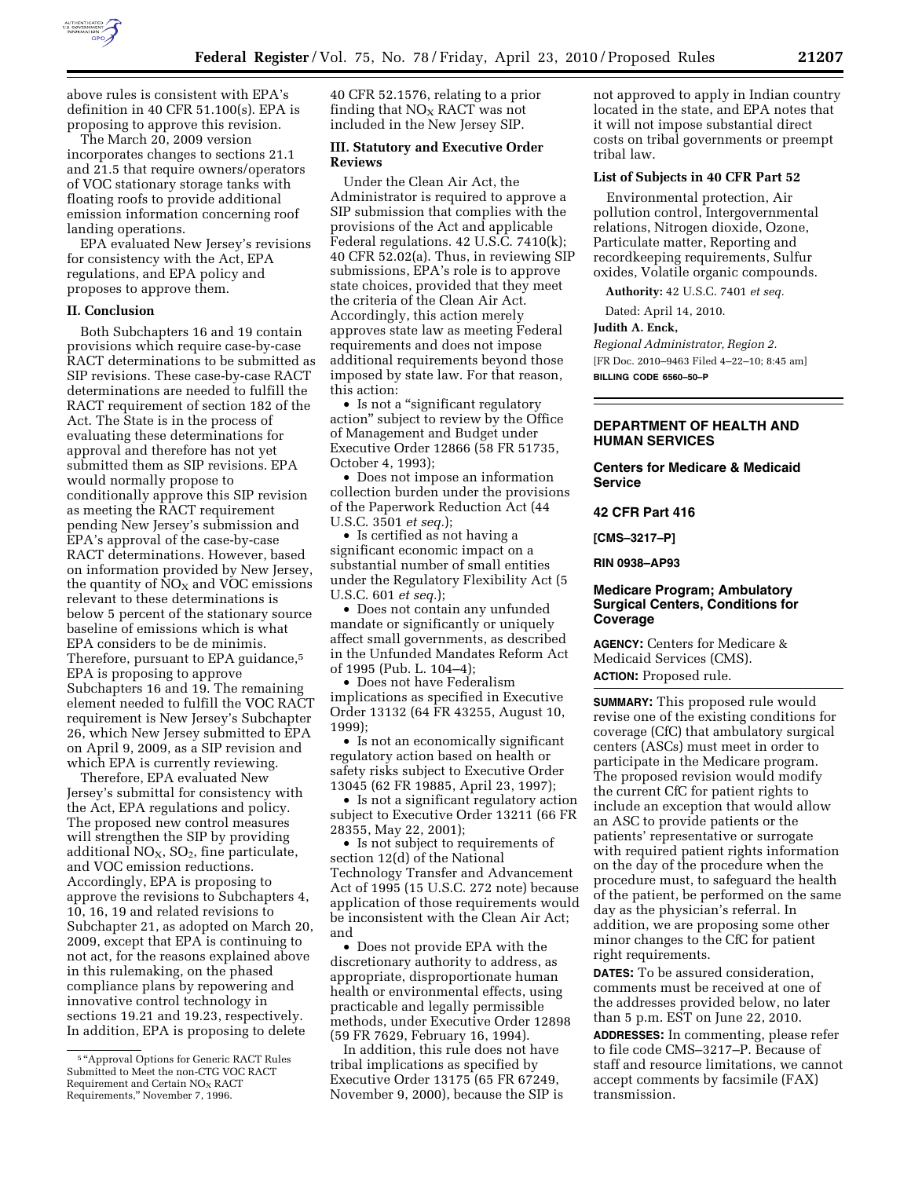above rules is consistent with EPA's definition in 40 CFR 51.100(s). EPA is proposing to approve this revision.

The March 20, 2009 version incorporates changes to sections 21.1 and 21.5 that require owners/operators of VOC stationary storage tanks with floating roofs to provide additional emission information concerning roof landing operations.

EPA evaluated New Jersey's revisions for consistency with the Act, EPA regulations, and EPA policy and proposes to approve them.

## II. Conclusion

Both Subchapters 16 and 19 contain provisions which require case-by-case RACT determinations to be submitted as SIP revisions. These case-by-case RACT determinations are needed to fulfill the RACT requirement of section 182 of the Act. The State is in the process of evaluating these determinations for approval and therefore has not yet submitted them as SIP revisions. EPA would normally propose to conditionally approve this SIP revision as meeting the RACT requirement pending New Jersey's submission and EPA's approval of the case-by-case RACT determinations. However, based on information provided by New Jersey, the quantity of $NO_X$ and VOC emissions relevant to these determinations is below 5 percent of the stationary source baseline of emissions which is what EPA considers to be de minimis. Therefore, pursuant to EPA guidance,[5] EPA is proposing to approve Subchapters 16 and 19. The remaining element needed to fulfill the VOC RACT requirement is New Jersey's Subchapter 26, which New Jersey submitted to EPA on April 9, 2009, as a SIP revision and which EPA is currently reviewing.

Therefore, EPA evaluated New Jersey's submittal for consistency with the Act, EPA regulations and policy. The proposed new control measures will strengthen the SIP by providing additional $NO_X$, $SO_2$, fine particulate, and VOC emission reductions. Accordingly, EPA is proposing to approve the revisions to Subchapters 4, 10, 16, 19 and related revisions to Subchapter 21, as adopted on March 20, 2009, except that EPA is continuing to not act, for the reasons explained above in this rulemaking, on the phased compliance plans by repowering and innovative control technology in sections 19.21 and 19.23, respectively. In addition, EPA is proposing to delete 40 CFR 52.1576, relating to a prior finding that $NO_X$ RACT was not included in the New Jersey SIP.

## III. Statutory and Executive Order Reviews

Under the Clean Air Act, the Administrator is required to approve a SIP submission that complies with the provisions of the Act and applicable Federal regulations. 42 U.S.C. 7410(k); 40 CFR 52.02(a). Thus, in reviewing SIP submissions, EPA's role is to approve state choices, provided that they meet the criteria of the Clean Air Act. Accordingly, this action merely approves state law as meeting Federal requirements and does not impose additional requirements beyond those imposed by state law. For that reason, this action:

- Is not a "significant regulatory action" subject to review by the Office of Management and Budget under Executive Order 12866 (58 FR 51735, October 4, 1993);
- Does not impose an information collection burden under the provisions of the Paperwork Reduction Act (44 U.S.C. 3501 *et seq.*);
- Is certified as not having a significant economic impact on a substantial number of small entities under the Regulatory Flexibility Act (5 U.S.C. 601 *et seq.*);
- Does not contain any unfunded mandate or significantly or uniquely affect small governments, as described in the Unfunded Mandates Reform Act of 1995 (Pub. L. 104–4);
- Does not have Federalism implications as specified in Executive Order 13132 (64 FR 43255, August 10, 1999);
- Is not an economically significant regulatory action based on health or safety risks subject to Executive Order 13045 (62 FR 19885, April 23, 1997);
- Is not a significant regulatory action subject to Executive Order 13211 (66 FR 28355, May 22, 2001);
- Is not subject to requirements of section 12(d) of the National Technology Transfer and Advancement Act of 1995 (15 U.S.C. 272 note) because application of those requirements would be inconsistent with the Clean Air Act; and
- Does not provide EPA with the discretionary authority to address, as appropriate, disproportionate human health or environmental effects, using practicable and legally permissible methods, under Executive Order 12898 (59 FR 7629, February 16, 1994).

In addition, this rule does not have tribal implications as specified by Executive Order 13175 (65 FR 67249, November 9, 2000), because the SIP is not approved to apply in Indian country located in the state, and EPA notes that it will not impose substantial direct costs on tribal governments or preempt tribal law.

### List of Subjects in 40 CFR Part 52

Environmental protection, Air pollution control, Intergovernmental relations, Nitrogen dioxide, Ozone, Particulate matter, Reporting and recordkeeping requirements, Sulfur oxides, Volatile organic compounds.

**Authority:** 42 U.S.C. 7401 *et seq.*

Dated: April 14, 2010.

**Judith A. Enck,**

*Regional Administrator, Region 2.*

[FR Doc. 2010–9463 Filed 4–22–10; 8:45 am]

**BILLING CODE 6560–50–P**

[5] "Approval Options for Generic RACT Rules Submitted to Meet the non-CTG VOC RACT Requirement and Certain $NO_X$ RACT Requirements," November 7, 1996.

---

## DEPARTMENT OF HEALTH AND HUMAN SERVICES

### Centers for Medicare & Medicaid Service

### 42 CFR Part 416

**[CMS–3217–P]**

**RIN 0938–AP93**

### Medicare Program; Ambulatory Surgical Centers, Conditions for Coverage

**AGENCY:** Centers for Medicare & Medicaid Services (CMS).

**ACTION:** Proposed rule.

**SUMMARY:** This proposed rule would revise one of the existing conditions for coverage (CfC) that ambulatory surgical centers (ASCs) must meet in order to participate in the Medicare program. The proposed revision would modify the current CfC for patient rights to include an exception that would allow an ASC to provide patients or the patients' representative or surrogate with required patient rights information on the day of the procedure when the procedure must, to safeguard the health of the patient, be performed on the same day as the physician's referral. In addition, we are proposing some other minor changes to the CfC for patient right requirements.

**DATES:** To be assured consideration, comments must be received at one of the addresses provided below, no later than 5 p.m. EST on June 22, 2010.

**ADDRESSES:** In commenting, please refer to file code CMS–3217–P. Because of staff and resource limitations, we cannot accept comments by facsimile (FAX) transmission.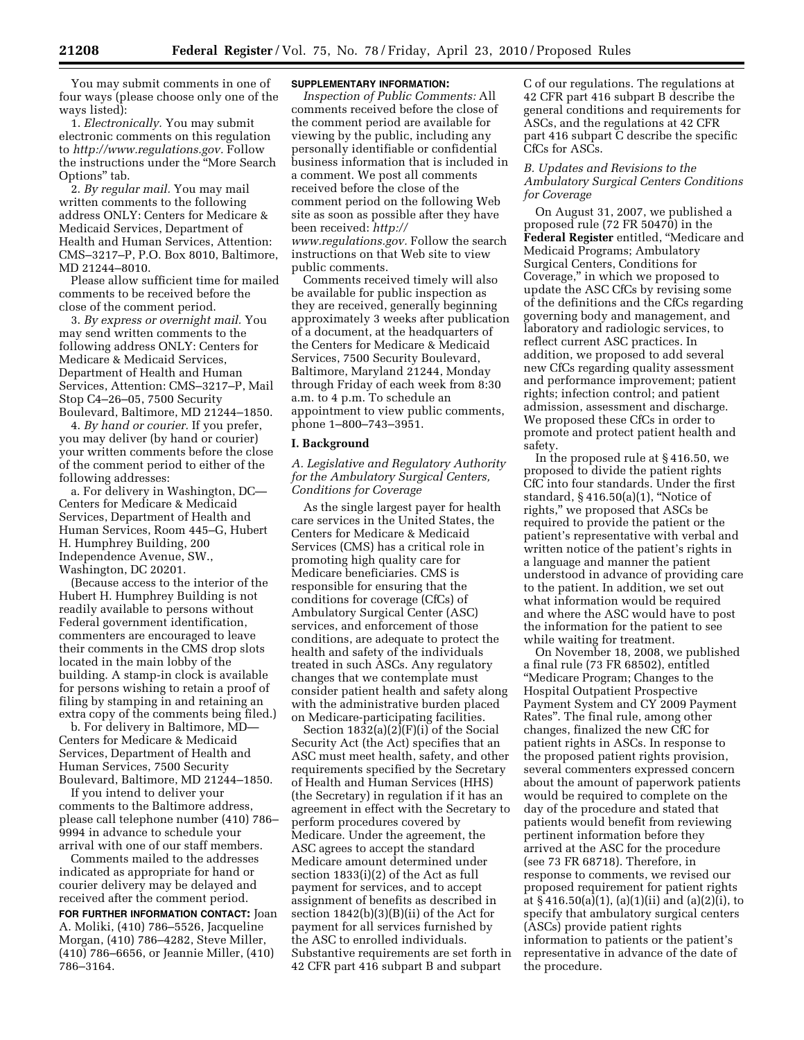You may submit comments in one of four ways (please choose only one of the ways listed):

1. *Electronically.* You may submit electronic comments on this regulation to *http://www.regulations.gov.* Follow the instructions under the "More Search Options" tab.

2. *By regular mail.* You may mail written comments to the following address ONLY: Centers for Medicare & Medicaid Services, Department of Health and Human Services, Attention: CMS–3217–P, P.O. Box 8010, Baltimore, MD 21244–8010.

Please allow sufficient time for mailed comments to be received before the close of the comment period.

3. *By express or overnight mail.* You may send written comments to the following address ONLY: Centers for Medicare & Medicaid Services, Department of Health and Human Services, Attention: CMS–3217–P, Mail Stop C4–26–05, 7500 Security Boulevard, Baltimore, MD 21244–1850.

4. *By hand or courier.* If you prefer, you may deliver (by hand or courier) your written comments before the close of the comment period to either of the following addresses:

a. For delivery in Washington, DC—Centers for Medicare & Medicaid Services, Department of Health and Human Services, Room 445–G, Hubert H. Humphrey Building, 200 Independence Avenue, SW., Washington, DC 20201.

(Because access to the interior of the Hubert H. Humphrey Building is not readily available to persons without Federal government identification, commenters are encouraged to leave their comments in the CMS drop slots located in the main lobby of the building. A stamp-in clock is available for persons wishing to retain a proof of filing by stamping in and retaining an extra copy of the comments being filed.)

b. For delivery in Baltimore, MD—Centers for Medicare & Medicaid Services, Department of Health and Human Services, 7500 Security Boulevard, Baltimore, MD 21244–1850.

If you intend to deliver your comments to the Baltimore address, please call telephone number (410) 786–9994 in advance to schedule your arrival with one of our staff members.

Comments mailed to the addresses indicated as appropriate for hand or courier delivery may be delayed and received after the comment period.

**FOR FURTHER INFORMATION CONTACT:** Joan A. Moliki, (410) 786–5526, Jacqueline Morgan, (410) 786–4282, Steve Miller, (410) 786–6656, or Jeannie Miller, (410) 786–3164.

**SUPPLEMENTARY INFORMATION:**

*Inspection of Public Comments:* All comments received before the close of the comment period are available for viewing by the public, including any personally identifiable or confidential business information that is included in a comment. We post all comments received before the close of the comment period on the following Web site as soon as possible after they have been received: *http://www.regulations.gov.* Follow the search instructions on that Web site to view public comments.

Comments received timely will also be available for public inspection as they are received, generally beginning approximately 3 weeks after publication of a document, at the headquarters of the Centers for Medicare & Medicaid Services, 7500 Security Boulevard, Baltimore, Maryland 21244, Monday through Friday of each week from 8:30 a.m. to 4 p.m. To schedule an appointment to view public comments, phone 1–800–743–3951.

## I. Background

### A. Legislative and Regulatory Authority for the Ambulatory Surgical Centers, Conditions for Coverage

As the single largest payer for health care services in the United States, the Centers for Medicare & Medicaid Services (CMS) has a critical role in promoting high quality care for Medicare beneficiaries. CMS is responsible for ensuring that the conditions for coverage (CfCs) of Ambulatory Surgical Center (ASC) services, and enforcement of those conditions, are adequate to protect the health and safety of the individuals treated in such ASCs. Any regulatory changes that we contemplate must consider patient health and safety along with the administrative burden placed on Medicare-participating facilities.

Section 1832(a)(2)(F)(i) of the Social Security Act (the Act) specifies that an ASC must meet health, safety, and other requirements specified by the Secretary of Health and Human Services (HHS) (the Secretary) in regulation if it has an agreement in effect with the Secretary to perform procedures covered by Medicare. Under the agreement, the ASC agrees to accept the standard Medicare amount determined under section 1833(i)(2) of the Act as full payment for services, and to accept assignment of benefits as described in section 1842(b)(3)(B)(ii) of the Act for payment for all services furnished by the ASC to enrolled individuals. Substantive requirements are set forth in 42 CFR part 416 subpart B and subpart C of our regulations. The regulations at 42 CFR part 416 subpart B describe the general conditions and requirements for ASCs, and the regulations at 42 CFR part 416 subpart C describe the specific CfCs for ASCs.

### B. Updates and Revisions to the Ambulatory Surgical Centers Conditions for Coverage

On August 31, 2007, we published a proposed rule (72 FR 50470) in the **Federal Register** entitled, "Medicare and Medicaid Programs; Ambulatory Surgical Centers, Conditions for Coverage," in which we proposed to update the ASC CfCs by revising some of the definitions and the CfCs regarding governing body and management, and laboratory and radiologic services, to reflect current ASC practices. In addition, we proposed to add several new CfCs regarding quality assessment and performance improvement; patient rights; infection control; and patient admission, assessment and discharge. We proposed these CfCs in order to promote and protect patient health and safety.

In the proposed rule at § 416.50, we proposed to divide the patient rights CfC into four standards. Under the first standard, § 416.50(a)(1), "Notice of rights," we proposed that ASCs be required to provide the patient or the patient's representative with verbal and written notice of the patient's rights in a language and manner the patient understood in advance of providing care to the patient. In addition, we set out what information would be required and where the ASC would have to post the information for the patient to see while waiting for treatment.

On November 18, 2008, we published a final rule (73 FR 68502), entitled "Medicare Program; Changes to the Hospital Outpatient Prospective Payment System and CY 2009 Payment Rates". The final rule, among other changes, finalized the new CfC for patient rights in ASCs. In response to the proposed patient rights provision, several commenters expressed concern about the amount of paperwork patients would be required to complete on the day of the procedure and stated that patients would benefit from reviewing pertinent information before they arrived at the ASC for the procedure (see 73 FR 68718). Therefore, in response to comments, we revised our proposed requirement for patient rights at § 416.50(a)(1), (a)(1)(ii) and (a)(2)(i), to specify that ambulatory surgical centers (ASCs) provide patient rights information to patients or the patient's representative in advance of the date of the procedure.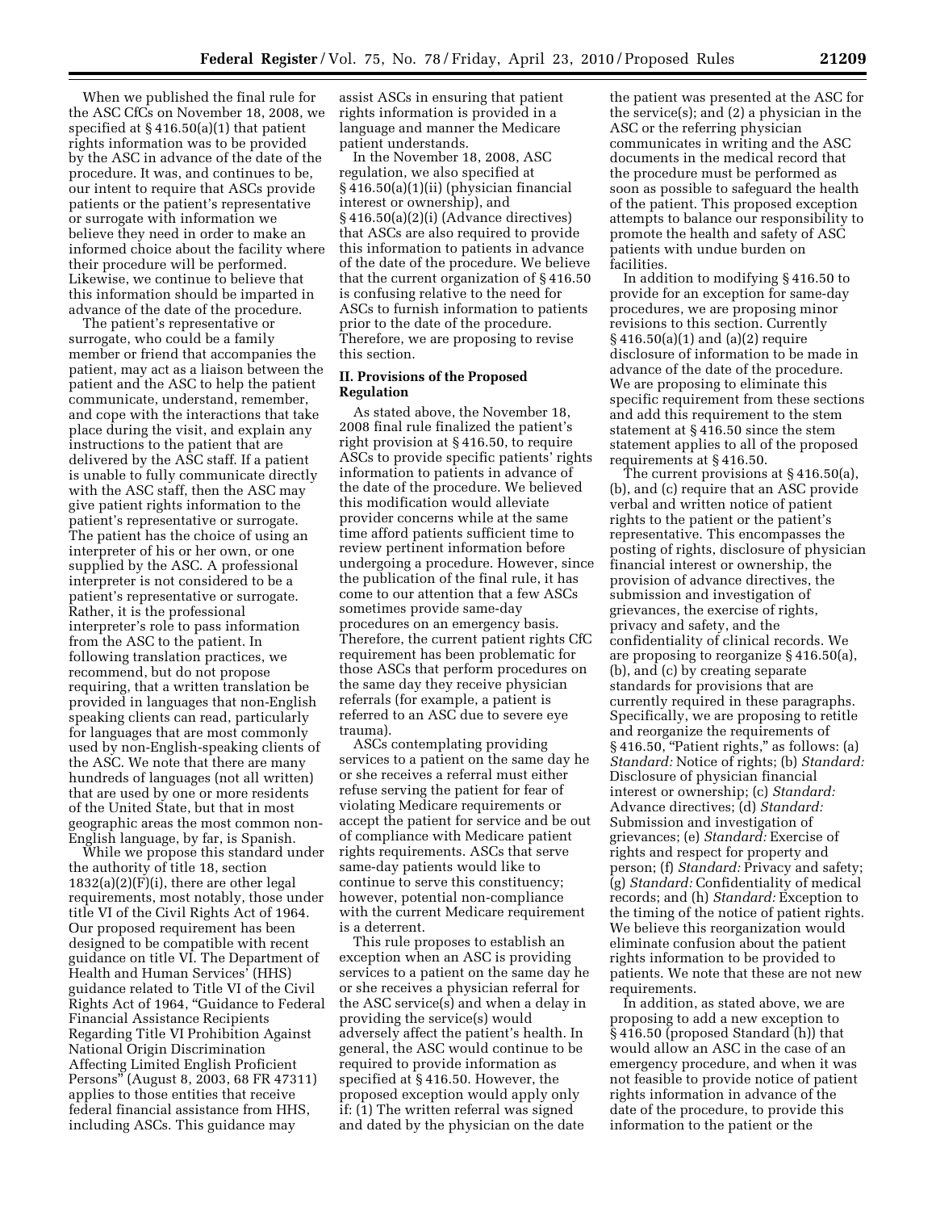When we published the final rule for the ASC CfCs on November 18, 2008, we specified at § 416.50(a)(1) that patient rights information was to be provided by the ASC in advance of the date of the procedure. It was, and continues to be, our intent to require that ASCs provide patients or the patient's representative or surrogate with information we believe they need in order to make an informed choice about the facility where their procedure will be performed. Likewise, we continue to believe that this information should be imparted in advance of the date of the procedure.

The patient's representative or surrogate, who could be a family member or friend that accompanies the patient, may act as a liaison between the patient and the ASC to help the patient communicate, understand, remember, and cope with the interactions that take place during the visit, and explain any instructions to the patient that are delivered by the ASC staff. If a patient is unable to fully communicate directly with the ASC staff, then the ASC may give patient rights information to the patient's representative or surrogate. The patient has the choice of using an interpreter of his or her own, or one supplied by the ASC. A professional interpreter is not considered to be a patient's representative or surrogate. Rather, it is the professional interpreter's role to pass information from the ASC to the patient. In following translation practices, we recommend, but do not propose requiring, that a written translation be provided in languages that non-English speaking clients can read, particularly for languages that are most commonly used by non-English-speaking clients of the ASC. We note that there are many hundreds of languages (not all written) that are used by one or more residents of the United State, but that in most geographic areas the most common non-English language, by far, is Spanish.

While we propose this standard under the authority of title 18, section 1832(a)(2)(F)(i), there are other legal requirements, most notably, those under title VI of the Civil Rights Act of 1964. Our proposed requirement has been designed to be compatible with recent guidance on title VI. The Department of Health and Human Services' (HHS) guidance related to Title VI of the Civil Rights Act of 1964, "Guidance to Federal Financial Assistance Recipients Regarding Title VI Prohibition Against National Origin Discrimination Affecting Limited English Proficient Persons" (August 8, 2003, 68 FR 47311) applies to those entities that receive federal financial assistance from HHS, including ASCs. This guidance may assist ASCs in ensuring that patient rights information is provided in a language and manner the Medicare patient understands.

In the November 18, 2008, ASC regulation, we also specified at § 416.50(a)(1)(ii) (physician financial interest or ownership), and § 416.50(a)(2)(i) (Advance directives) that ASCs are also required to provide this information to patients in advance of the date of the procedure. We believe that the current organization of § 416.50 is confusing relative to the need for ASCs to furnish information to patients prior to the date of the procedure. Therefore, we are proposing to revise this section.

## II. Provisions of the Proposed Regulation

As stated above, the November 18, 2008 final rule finalized the patient's right provision at § 416.50, to require ASCs to provide specific patients' rights information to patients in advance of the date of the procedure. We believed this modification would alleviate provider concerns while at the same time afford patients sufficient time to review pertinent information before undergoing a procedure. However, since the publication of the final rule, it has come to our attention that a few ASCs sometimes provide same-day procedures on an emergency basis. Therefore, the current patient rights CfC requirement has been problematic for those ASCs that perform procedures on the same day they receive physician referrals (for example, a patient is referred to an ASC due to severe eye trauma).

ASCs contemplating providing services to a patient on the same day he or she receives a referral must either refuse serving the patient for fear of violating Medicare requirements or accept the patient for service and be out of compliance with Medicare patient rights requirements. ASCs that serve same-day patients would like to continue to serve this constituency; however, potential non-compliance with the current Medicare requirement is a deterrent.

This rule proposes to establish an exception when an ASC is providing services to a patient on the same day he or she receives a physician referral for the ASC service(s) and when a delay in providing the service(s) would adversely affect the patient's health. In general, the ASC would continue to be required to provide information as specified at § 416.50. However, the proposed exception would apply only if: (1) The written referral was signed and dated by the physician on the date the patient was presented at the ASC for the service(s); and (2) a physician in the ASC or the referring physician communicates in writing and the ASC documents in the medical record that the procedure must be performed as soon as possible to safeguard the health of the patient. This proposed exception attempts to balance our responsibility to promote the health and safety of ASC patients with undue burden on facilities.

In addition to modifying § 416.50 to provide for an exception for same-day procedures, we are proposing minor revisions to this section. Currently § 416.50(a)(1) and (a)(2) require disclosure of information to be made in advance of the date of the procedure. We are proposing to eliminate this specific requirement from these sections and add this requirement to the stem statement at § 416.50 since the stem statement applies to all of the proposed requirements at § 416.50.

The current provisions at § 416.50(a), (b), and (c) require that an ASC provide verbal and written notice of patient rights to the patient or the patient's representative. This encompasses the posting of rights, disclosure of physician financial interest or ownership, the provision of advance directives, the submission and investigation of grievances, the exercise of rights, privacy and safety, and the confidentiality of clinical records. We are proposing to reorganize § 416.50(a), (b), and (c) by creating separate standards for provisions that are currently required in these paragraphs. Specifically, we are proposing to retitle and reorganize the requirements of § 416.50, "Patient rights," as follows: (a) *Standard:* Notice of rights; (b) *Standard:* Disclosure of physician financial interest or ownership; (c) *Standard:* Advance directives; (d) *Standard:* Submission and investigation of grievances; (e) *Standard:* Exercise of rights and respect for property and person; (f) *Standard:* Privacy and safety; (g) *Standard:* Confidentiality of medical records; and (h) *Standard:* Exception to the timing of the notice of patient rights. We believe this reorganization would eliminate confusion about the patient rights information to be provided to patients. We note that these are not new requirements.

In addition, as stated above, we are proposing to add a new exception to § 416.50 (proposed Standard (h)) that would allow an ASC in the case of an emergency procedure, and when it was not feasible to provide notice of patient rights information in advance of the date of the procedure, to provide this information to the patient or the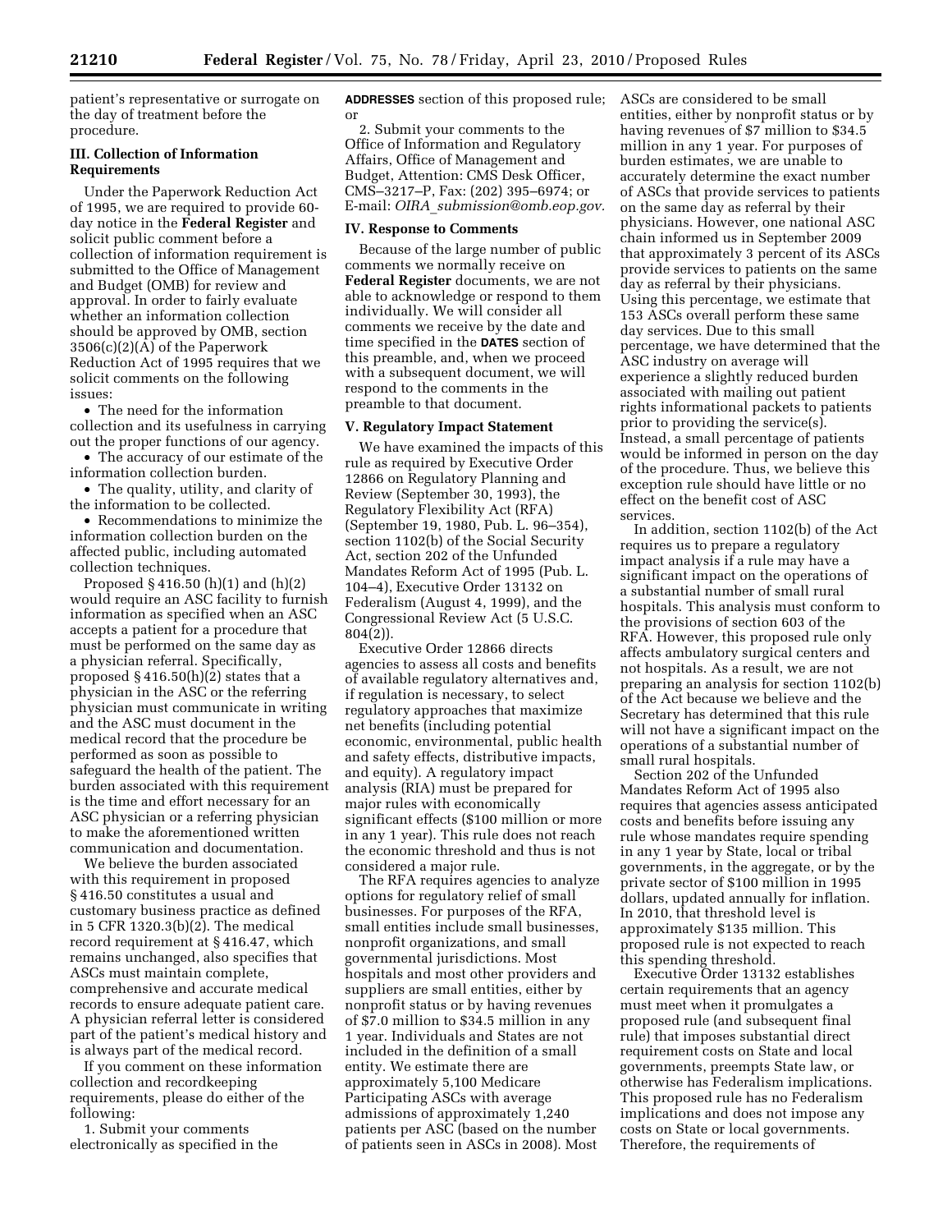patient's representative or surrogate on the day of treatment before the procedure.

### III. Collection of Information Requirements

Under the Paperwork Reduction Act of 1995, we are required to provide 60-day notice in the **Federal Register** and solicit public comment before a collection of information requirement is submitted to the Office of Management and Budget (OMB) for review and approval. In order to fairly evaluate whether an information collection should be approved by OMB, section 3506(c)(2)(A) of the Paperwork Reduction Act of 1995 requires that we solicit comments on the following issues:

- The need for the information collection and its usefulness in carrying out the proper functions of our agency.
- The accuracy of our estimate of the information collection burden.
- The quality, utility, and clarity of the information to be collected.
- Recommendations to minimize the information collection burden on the affected public, including automated collection techniques.

Proposed § 416.50 (h)(1) and (h)(2) would require an ASC facility to furnish information as specified when an ASC accepts a patient for a procedure that must be performed on the same day as a physician referral. Specifically, proposed § 416.50(h)(2) states that a physician in the ASC or the referring physician must communicate in writing and the ASC must document in the medical record that the procedure be performed as soon as possible to safeguard the health of the patient. The burden associated with this requirement is the time and effort necessary for an ASC physician or a referring physician to make the aforementioned written communication and documentation.

We believe the burden associated with this requirement in proposed § 416.50 constitutes a usual and customary business practice as defined in 5 CFR 1320.3(b)(2). The medical record requirement at § 416.47, which remains unchanged, also specifies that ASCs must maintain complete, comprehensive and accurate medical records to ensure adequate patient care. A physician referral letter is considered part of the patient's medical history and is always part of the medical record.

If you comment on these information collection and recordkeeping requirements, please do either of the following:

1. Submit your comments electronically as specified in the **ADDRESSES** section of this proposed rule; or

2. Submit your comments to the Office of Information and Regulatory Affairs, Office of Management and Budget, Attention: CMS Desk Officer, CMS–3217–P, Fax: (202) 395–6974; or E-mail: *OIRA_submission@omb.eop.gov.*

### IV. Response to Comments

Because of the large number of public comments we normally receive on **Federal Register** documents, we are not able to acknowledge or respond to them individually. We will consider all comments we receive by the date and time specified in the **DATES** section of this preamble, and, when we proceed with a subsequent document, we will respond to the comments in the preamble to that document.

### V. Regulatory Impact Statement

We have examined the impacts of this rule as required by Executive Order 12866 on Regulatory Planning and Review (September 30, 1993), the Regulatory Flexibility Act (RFA) (September 19, 1980, Pub. L. 96–354), section 1102(b) of the Social Security Act, section 202 of the Unfunded Mandates Reform Act of 1995 (Pub. L. 104–4), Executive Order 13132 on Federalism (August 4, 1999), and the Congressional Review Act (5 U.S.C. 804(2)).

Executive Order 12866 directs agencies to assess all costs and benefits of available regulatory alternatives and, if regulation is necessary, to select regulatory approaches that maximize net benefits (including potential economic, environmental, public health and safety effects, distributive impacts, and equity). A regulatory impact analysis (RIA) must be prepared for major rules with economically significant effects ($100 million or more in any 1 year). This rule does not reach the economic threshold and thus is not considered a major rule.

The RFA requires agencies to analyze options for regulatory relief of small businesses. For purposes of the RFA, small entities include small businesses, nonprofit organizations, and small governmental jurisdictions. Most hospitals and most other providers and suppliers are small entities, either by nonprofit status or by having revenues of $7.0 million to $34.5 million in any 1 year. Individuals and States are not included in the definition of a small entity. We estimate there are approximately 5,100 Medicare Participating ASCs with average admissions of approximately 1,240 patients per ASC (based on the number of patients seen in ASCs in 2008). Most ASCs are considered to be small entities, either by nonprofit status or by having revenues of $7 million to $34.5 million in any 1 year. For purposes of burden estimates, we are unable to accurately determine the exact number of ASCs that provide services to patients on the same day as referral by their physicians. However, one national ASC chain informed us in September 2009 that approximately 3 percent of its ASCs provide services to patients on the same day as referral by their physicians. Using this percentage, we estimate that 153 ASCs overall perform these same day services. Due to this small percentage, we have determined that the ASC industry on average will experience a slightly reduced burden associated with mailing out patient rights informational packets to patients prior to providing the service(s). Instead, a small percentage of patients would be informed in person on the day of the procedure. Thus, we believe this exception rule should have little or no effect on the benefit cost of ASC services.

In addition, section 1102(b) of the Act requires us to prepare a regulatory impact analysis if a rule may have a significant impact on the operations of a substantial number of small rural hospitals. This analysis must conform to the provisions of section 603 of the RFA. However, this proposed rule only affects ambulatory surgical centers and not hospitals. As a result, we are not preparing an analysis for section 1102(b) of the Act because we believe and the Secretary has determined that this rule will not have a significant impact on the operations of a substantial number of small rural hospitals.

Section 202 of the Unfunded Mandates Reform Act of 1995 also requires that agencies assess anticipated costs and benefits before issuing any rule whose mandates require spending in any 1 year by State, local or tribal governments, in the aggregate, or by the private sector of $100 million in 1995 dollars, updated annually for inflation. In 2010, that threshold level is approximately $135 million. This proposed rule is not expected to reach this spending threshold.

Executive Order 13132 establishes certain requirements that an agency must meet when it promulgates a proposed rule (and subsequent final rule) that imposes substantial direct requirement costs on State and local governments, preempts State law, or otherwise has Federalism implications. This proposed rule has no Federalism implications and does not impose any costs on State or local governments. Therefore, the requirements of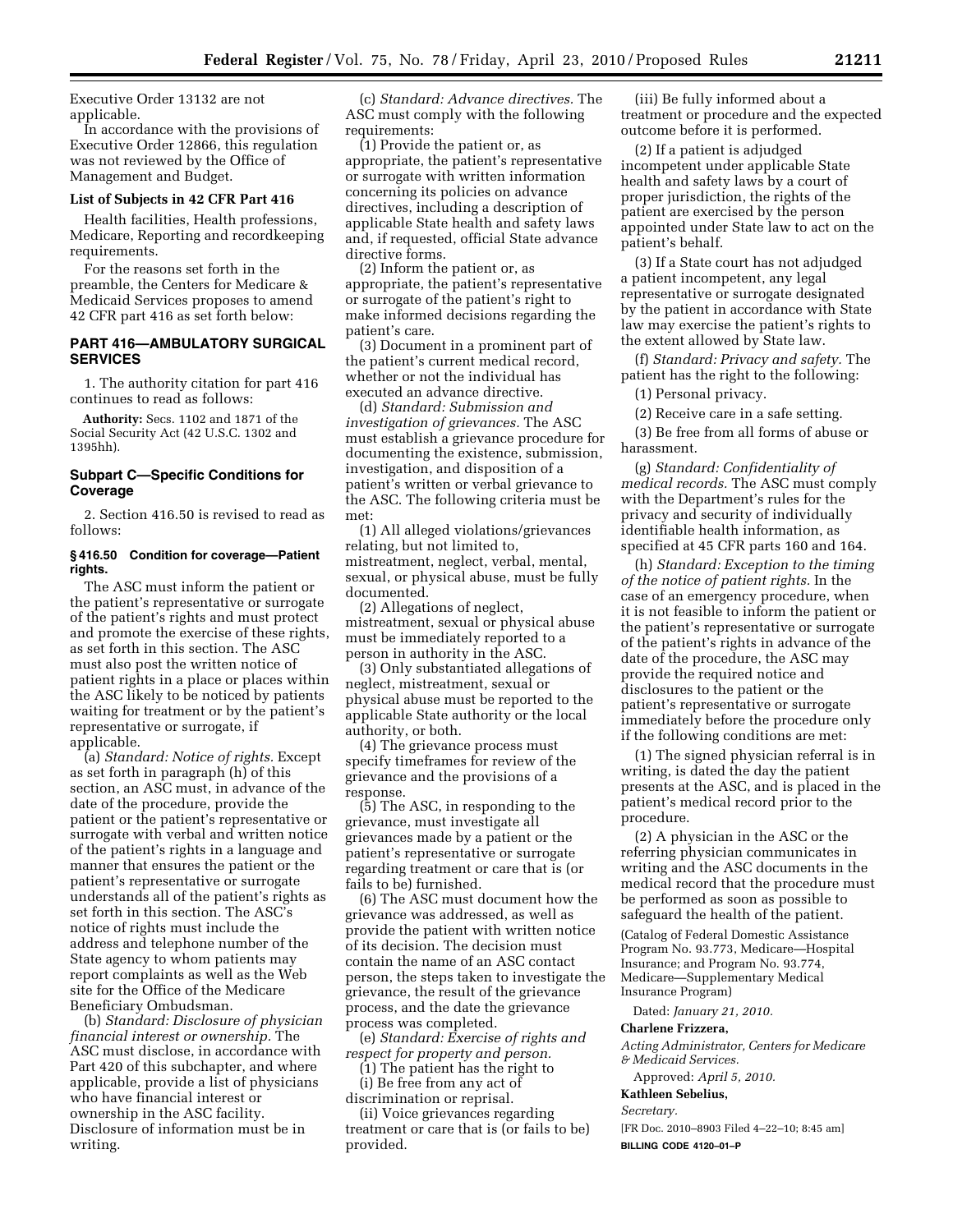Executive Order 13132 are not applicable.

In accordance with the provisions of Executive Order 12866, this regulation was not reviewed by the Office of Management and Budget.

### List of Subjects in 42 CFR Part 416

Health facilities, Health professions, Medicare, Reporting and recordkeeping requirements.

For the reasons set forth in the preamble, the Centers for Medicare & Medicaid Services proposes to amend 42 CFR part 416 as set forth below:

## PART 416—AMBULATORY SURGICAL SERVICES

1. The authority citation for part 416 continues to read as follows:

**Authority:** Secs. 1102 and 1871 of the Social Security Act (42 U.S.C. 1302 and 1395hh).

### Subpart C—Specific Conditions for Coverage

2. Section 416.50 is revised to read as follows:

#### § 416.50 Condition for coverage—Patient rights.

The ASC must inform the patient or the patient's representative or surrogate of the patient's rights and must protect and promote the exercise of these rights, as set forth in this section. The ASC must also post the written notice of patient rights in a place or places within the ASC likely to be noticed by patients waiting for treatment or by the patient's representative or surrogate, if applicable.

(a) *Standard: Notice of rights.* Except as set forth in paragraph (h) of this section, an ASC must, in advance of the date of the procedure, provide the patient or the patient's representative or surrogate with verbal and written notice of the patient's rights in a language and manner that ensures the patient or the patient's representative or surrogate understands all of the patient's rights as set forth in this section. The ASC's notice of rights must include the address and telephone number of the State agency to whom patients may report complaints as well as the Web site for the Office of the Medicare Beneficiary Ombudsman.

(b) *Standard: Disclosure of physician financial interest or ownership.* The ASC must disclose, in accordance with Part 420 of this subchapter, and where applicable, provide a list of physicians who have financial interest or ownership in the ASC facility. Disclosure of information must be in writing.

(c) *Standard: Advance directives.* The ASC must comply with the following requirements:

(1) Provide the patient or, as appropriate, the patient's representative or surrogate with written information concerning its policies on advance directives, including a description of applicable State health and safety laws and, if requested, official State advance directive forms.

(2) Inform the patient or, as appropriate, the patient's representative or surrogate of the patient's right to make informed decisions regarding the patient's care.

(3) Document in a prominent part of the patient's current medical record, whether or not the individual has executed an advance directive.

(d) *Standard: Submission and investigation of grievances.* The ASC must establish a grievance procedure for documenting the existence, submission, investigation, and disposition of a patient's written or verbal grievance to the ASC. The following criteria must be met:

(1) All alleged violations/grievances relating, but not limited to, mistreatment, neglect, verbal, mental, sexual, or physical abuse, must be fully documented.

(2) Allegations of neglect, mistreatment, sexual or physical abuse must be immediately reported to a person in authority in the ASC.

(3) Only substantiated allegations of neglect, mistreatment, sexual or physical abuse must be reported to the applicable State authority or the local authority, or both.

(4) The grievance process must specify timeframes for review of the grievance and the provisions of a response.

(5) The ASC, in responding to the grievance, must investigate all grievances made by a patient or the patient's representative or surrogate regarding treatment or care that is (or fails to be) furnished.

(6) The ASC must document how the grievance was addressed, as well as provide the patient with written notice of its decision. The decision must contain the name of an ASC contact person, the steps taken to investigate the grievance, the result of the grievance process, and the date the grievance process was completed.

(e) *Standard: Exercise of rights and respect for property and person.*

(1) The patient has the right to

(i) Be free from any act of discrimination or reprisal.

(ii) Voice grievances regarding treatment or care that is (or fails to be) provided.

(iii) Be fully informed about a treatment or procedure and the expected outcome before it is performed.

(2) If a patient is adjudged incompetent under applicable State health and safety laws by a court of proper jurisdiction, the rights of the patient are exercised by the person appointed under State law to act on the patient's behalf.

(3) If a State court has not adjudged a patient incompetent, any legal representative or surrogate designated by the patient in accordance with State law may exercise the patient's rights to the extent allowed by State law.

(f) *Standard: Privacy and safety.* The patient has the right to the following:

(1) Personal privacy.

(2) Receive care in a safe setting.

(3) Be free from all forms of abuse or harassment.

(g) *Standard: Confidentiality of medical records.* The ASC must comply with the Department's rules for the privacy and security of individually identifiable health information, as specified at 45 CFR parts 160 and 164.

(h) *Standard: Exception to the timing of the notice of patient rights.* In the case of an emergency procedure, when it is not feasible to inform the patient or the patient's representative or surrogate of the patient's rights in advance of the date of the procedure, the ASC may provide the required notice and disclosures to the patient or the patient's representative or surrogate immediately before the procedure only if the following conditions are met:

(1) The signed physician referral is in writing, is dated the day the patient presents at the ASC, and is placed in the patient's medical record prior to the procedure.

(2) A physician in the ASC or the referring physician communicates in writing and the ASC documents in the medical record that the procedure must be performed as soon as possible to safeguard the health of the patient.

(Catalog of Federal Domestic Assistance Program No. 93.773, Medicare—Hospital Insurance; and Program No. 93.774, Medicare—Supplementary Medical Insurance Program)

Dated: *January 21, 2010.*

**Charlene Frizzera,**

*Acting Administrator, Centers for Medicare & Medicaid Services.*

Approved: *April 5, 2010.*

**Kathleen Sebelius,**

*Secretary.*

[FR Doc. 2010–8903 Filed 4–22–10; 8:45 am]

**BILLING CODE 4120–01–P**